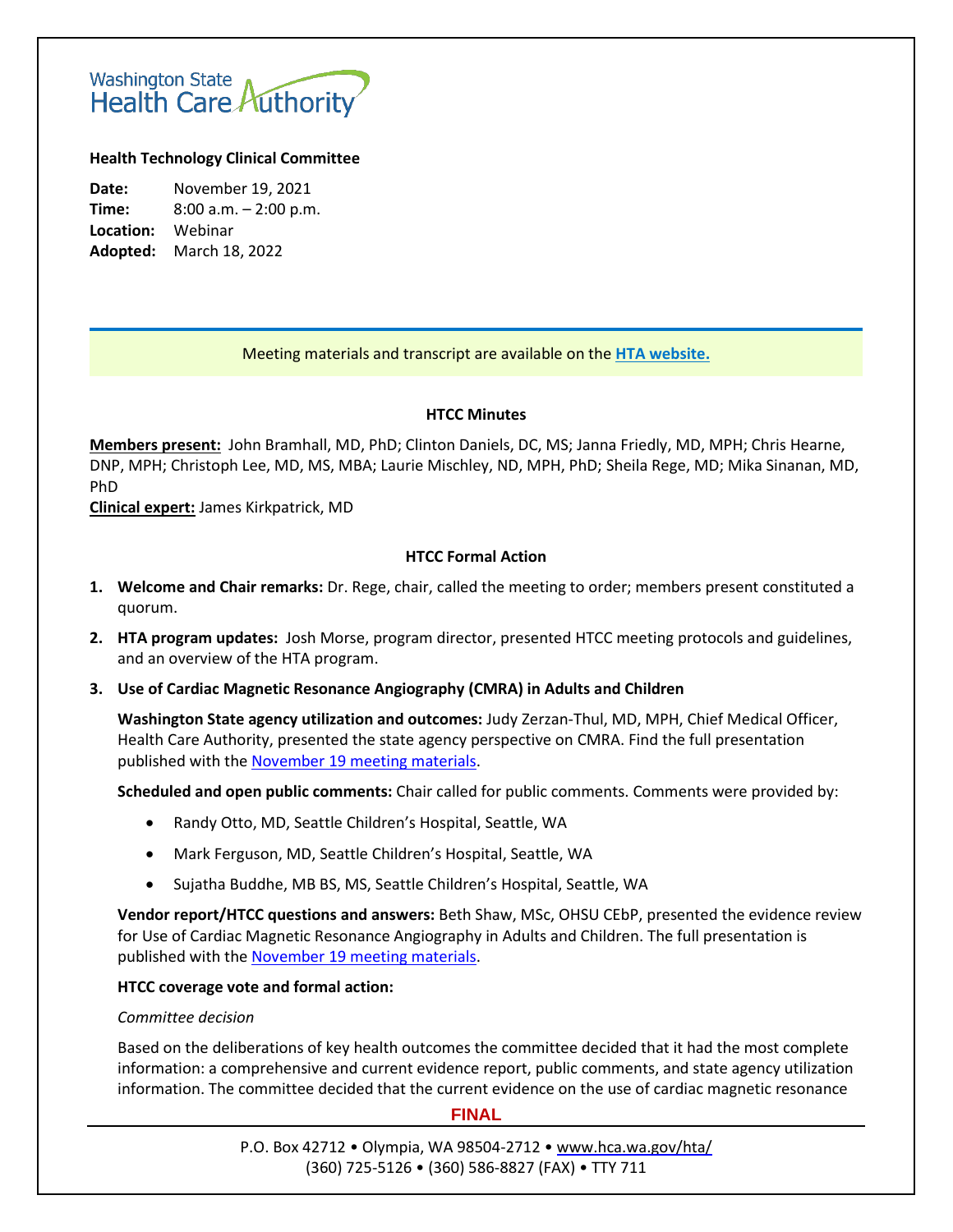Washington State Health Care Authority

**Health Technology Clinical Committee**

**Date:** November 19, 2021
**Time:** 8:00 a.m. – 2:00 p.m.
**Location:** Webinar
**Adopted:** March 18, 2022

Meeting materials and transcript are available on the **HTA website.**

## HTCC Minutes

**Members present:** John Bramhall, MD, PhD; Clinton Daniels, DC, MS; Janna Friedly, MD, MPH; Chris Hearne, DNP, MPH; Christoph Lee, MD, MS, MBA; Laurie Mischley, ND, MPH, PhD; Sheila Rege, MD; Mika Sinanan, MD, PhD

**Clinical expert:** James Kirkpatrick, MD

## HTCC Formal Action

1. **Welcome and Chair remarks:** Dr. Rege, chair, called the meeting to order; members present constituted a quorum.

2. **HTA program updates:** Josh Morse, program director, presented HTCC meeting protocols and guidelines, and an overview of the HTA program.

3. **Use of Cardiac Magnetic Resonance Angiography (CMRA) in Adults and Children**

   **Washington State agency utilization and outcomes:** Judy Zerzan-Thul, MD, MPH, Chief Medical Officer, Health Care Authority, presented the state agency perspective on CMRA. Find the full presentation published with the November 19 meeting materials.

   **Scheduled and open public comments:** Chair called for public comments. Comments were provided by:

   - Randy Otto, MD, Seattle Children's Hospital, Seattle, WA
   - Mark Ferguson, MD, Seattle Children's Hospital, Seattle, WA
   - Sujatha Buddhe, MB BS, MS, Seattle Children's Hospital, Seattle, WA

   **Vendor report/HTCC questions and answers:** Beth Shaw, MSc, OHSU CEbP, presented the evidence review for Use of Cardiac Magnetic Resonance Angiography in Adults and Children. The full presentation is published with the November 19 meeting materials.

   **HTCC coverage vote and formal action:**

   *Committee decision*

   Based on the deliberations of key health outcomes the committee decided that it had the most complete information: a comprehensive and current evidence report, public comments, and state agency utilization information. The committee decided that the current evidence on the use of cardiac magnetic resonance

**FINAL**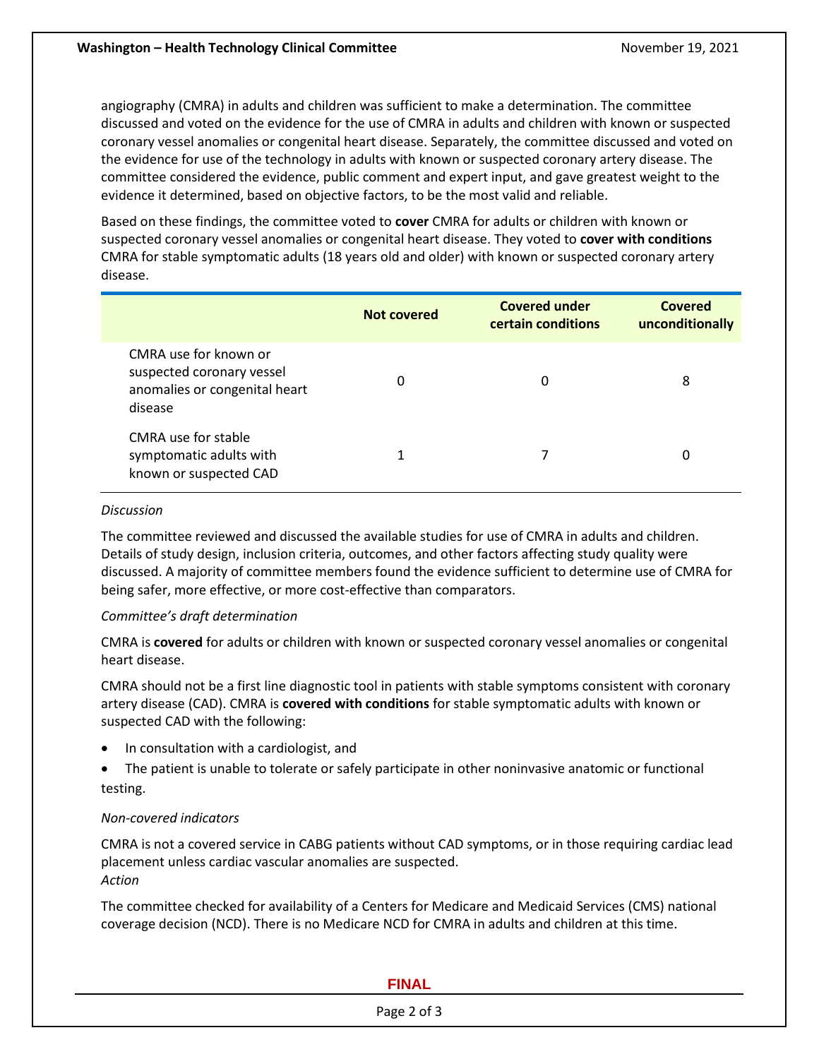angiography (CMRA) in adults and children was sufficient to make a determination. The committee discussed and voted on the evidence for the use of CMRA in adults and children with known or suspected coronary vessel anomalies or congenital heart disease. Separately, the committee discussed and voted on the evidence for use of the technology in adults with known or suspected coronary artery disease. The committee considered the evidence, public comment and expert input, and gave greatest weight to the evidence it determined, based on objective factors, to be the most valid and reliable.

Based on these findings, the committee voted to **cover** CMRA for adults or children with known or suspected coronary vessel anomalies or congenital heart disease. They voted to **cover with conditions** CMRA for stable symptomatic adults (18 years old and older) with known or suspected coronary artery disease.

| | Not covered | Covered under certain conditions | Covered unconditionally |
|---|---|---|---|
| CMRA use for known or suspected coronary vessel anomalies or congenital heart disease | 0 | 0 | 8 |
| CMRA use for stable symptomatic adults with known or suspected CAD | 1 | 7 | 0 |

*Discussion*

The committee reviewed and discussed the available studies for use of CMRA in adults and children. Details of study design, inclusion criteria, outcomes, and other factors affecting study quality were discussed. A majority of committee members found the evidence sufficient to determine use of CMRA for being safer, more effective, or more cost-effective than comparators.

*Committee's draft determination*

CMRA is **covered** for adults or children with known or suspected coronary vessel anomalies or congenital heart disease.

CMRA should not be a first line diagnostic tool in patients with stable symptoms consistent with coronary artery disease (CAD). CMRA is **covered with conditions** for stable symptomatic adults with known or suspected CAD with the following:

- In consultation with a cardiologist, and
- The patient is unable to tolerate or safely participate in other noninvasive anatomic or functional testing.

*Non-covered indicators*

CMRA is not a covered service in CABG patients without CAD symptoms, or in those requiring cardiac lead placement unless cardiac vascular anomalies are suspected.

*Action*

The committee checked for availability of a Centers for Medicare and Medicaid Services (CMS) national coverage decision (NCD). There is no Medicare NCD for CMRA in adults and children at this time.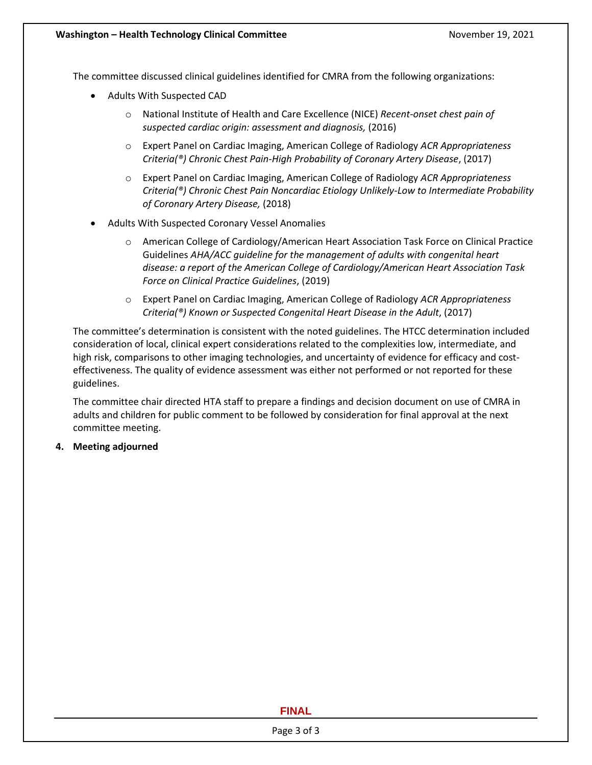The committee discussed clinical guidelines identified for CMRA from the following organizations:

- Adults With Suspected CAD
  - National Institute of Health and Care Excellence (NICE) *Recent-onset chest pain of suspected cardiac origin: assessment and diagnosis,* (2016)
  - Expert Panel on Cardiac Imaging, American College of Radiology *ACR Appropriateness Criteria(®) Chronic Chest Pain-High Probability of Coronary Artery Disease*, (2017)
  - Expert Panel on Cardiac Imaging, American College of Radiology *ACR Appropriateness Criteria(®) Chronic Chest Pain Noncardiac Etiology Unlikely-Low to Intermediate Probability of Coronary Artery Disease,* (2018)
- Adults With Suspected Coronary Vessel Anomalies
  - American College of Cardiology/American Heart Association Task Force on Clinical Practice Guidelines *AHA/ACC guideline for the management of adults with congenital heart disease: a report of the American College of Cardiology/American Heart Association Task Force on Clinical Practice Guidelines*, (2019)
  - Expert Panel on Cardiac Imaging, American College of Radiology *ACR Appropriateness Criteria(®) Known or Suspected Congenital Heart Disease in the Adult*, (2017)

The committee's determination is consistent with the noted guidelines. The HTCC determination included consideration of local, clinical expert considerations related to the complexities low, intermediate, and high risk, comparisons to other imaging technologies, and uncertainty of evidence for efficacy and cost-effectiveness. The quality of evidence assessment was either not performed or not reported for these guidelines.

The committee chair directed HTA staff to prepare a findings and decision document on use of CMRA in adults and children for public comment to be followed by consideration for final approval at the next committee meeting.

**4. Meeting adjourned**

**FINAL**